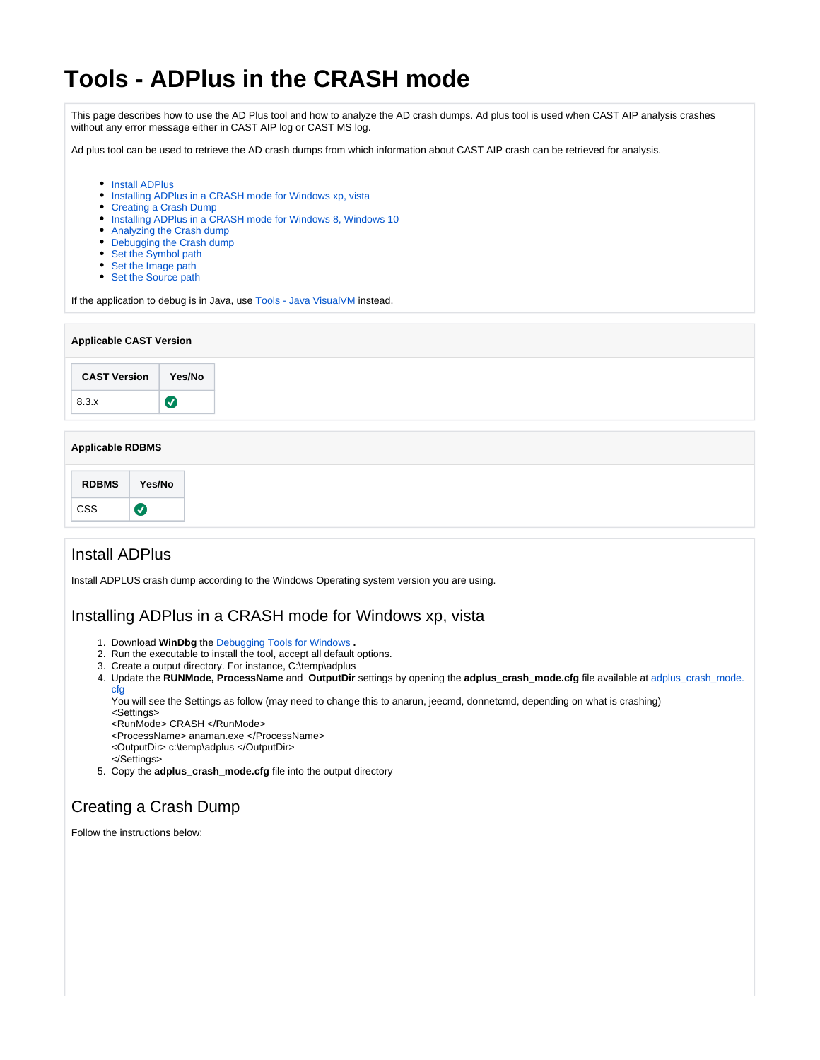# Tools - ADPlus in the CRASH mode

This page describes how to use the AD Plus tool and how to analyze the AD crash dumps. Ad plus tool is used when CAST AIP analysis crashes without any error message either in CAST AIP log or CAST MS log.

Ad plus tool can be used to retrieve the AD crash dumps from which information about CAST AIP crash can be retrieved for analysis.

- Install ADPlus
- Installing ADPlus in a CRASH mode for Windows xp, vista
- Creating a Crash Dump
- Installing ADPlus in a CRASH mode for Windows 8, Windows 10
- Analyzing the Crash dump
- Debugging the Crash dump
- Set the Symbol path
- Set the Image path
- Set the Source path

If the application to debug is in Java, use Tools - Java VisualVM instead.

**Applicable CAST Version**

| CAST Version | Yes/No |
|---|---|
| 8.3.x | ✅ |

**Applicable RDBMS**

| RDBMS | Yes/No |
|---|---|
| CSS | ✅ |

## Install ADPlus

Install ADPLUS crash dump according to the Windows Operating system version you are using.

## Installing ADPlus in a CRASH mode for Windows xp, vista

1. Download **WinDbg** the Debugging Tools for Windows **.**
2. Run the executable to install the tool, accept all default options.
3. Create a output directory. For instance, C:\temp\adplus
4. Update the **RUNMode, ProcessName** and **OutputDir** settings by opening the **adplus_crash_mode.cfg** file available at adplus_crash_mode.cfg
   You will see the Settings as follow (may need to change this to anarun, jeecmd, donnetcmd, depending on what is crashing)
   <Settings>
   <RunMode> CRASH </RunMode>
   <ProcessName> anaman.exe </ProcessName>
   <OutputDir> c:\temp\adplus </OutputDir>
   </Settings>
5. Copy the **adplus_crash_mode.cfg** file into the output directory

## Creating a Crash Dump

Follow the instructions below: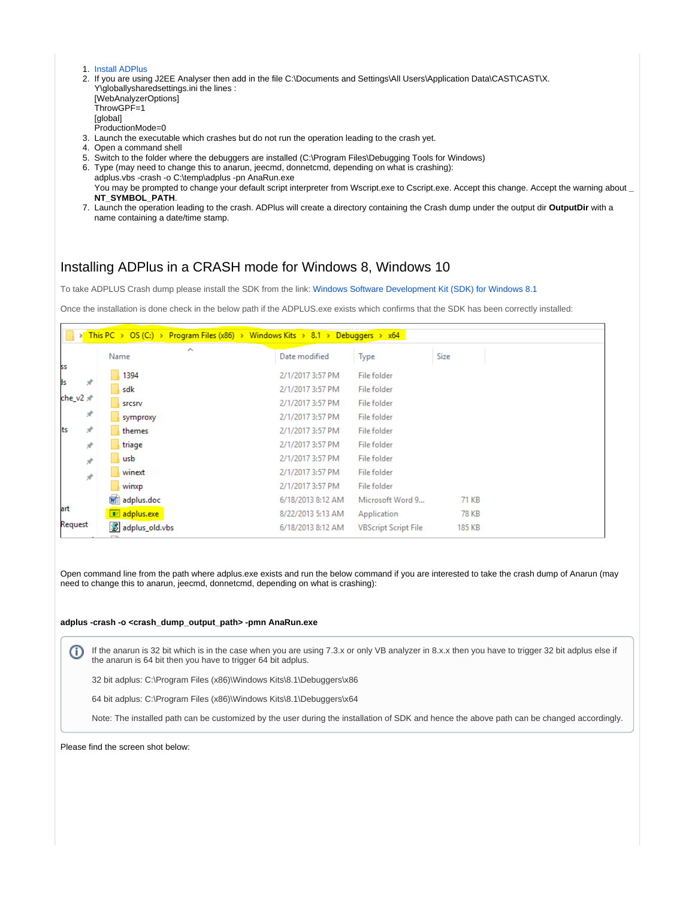1. Install ADPlus
2. If you are using J2EE Analyser then add in the file C:\Documents and Settings\All Users\Application Data\CAST\CAST\X.Y\globallysharedsettings.ini the lines :
   [WebAnalyzerOptions]
   ThrowGPF=1
   [global]
   ProductionMode=0
3. Launch the executable which crashes but do not run the operation leading to the crash yet.
4. Open a command shell
5. Switch to the folder where the debuggers are installed (C:\Program Files\Debugging Tools for Windows)
6. Type (may need to change this to anarun, jeecmd, donnetcmd, depending on what is crashing):
   adplus.vbs -crash -o C:\temp\adplus -pn AnaRun.exe
   You may be prompted to change your default script interpreter from Wscript.exe to Cscript.exe. Accept this change. Accept the warning about _ **NT_SYMBOL_PATH**.
7. Launch the operation leading to the crash. ADPlus will create a directory containing the Crash dump under the output dir **OutputDir** with a name containing a date/time stamp.

## Installing ADPlus in a CRASH mode for Windows 8, Windows 10

To take ADPLUS Crash dump please install the SDK from the link: Windows Software Development Kit (SDK) for Windows 8.1

Once the installation is done check in the below path if the ADPLUS.exe exists which confirms that the SDK has been correctly installed:

Open command line from the path where adplus.exe exists and run the below command if you are interested to take the crash dump of Anarun (may need to change this to anarun, jeecmd, donnetcmd, depending on what is crashing):

**adplus -crash -o <crash_dump_output_path> -pmn AnaRun.exe**

> If the anarun is 32 bit which is in the case when you are using 7.3.x or only VB analyzer in 8.x.x then you have to trigger 32 bit adplus else if the anarun is 64 bit then you have to trigger 64 bit adplus.
>
> 32 bit adplus: C:\Program Files (x86)\Windows Kits\8.1\Debuggers\x86
>
> 64 bit adplus: C:\Program Files (x86)\Windows Kits\8.1\Debuggers\x64
>
> Note: The installed path can be customized by the user during the installation of SDK and hence the above path can be changed accordingly.

Please find the screen shot below: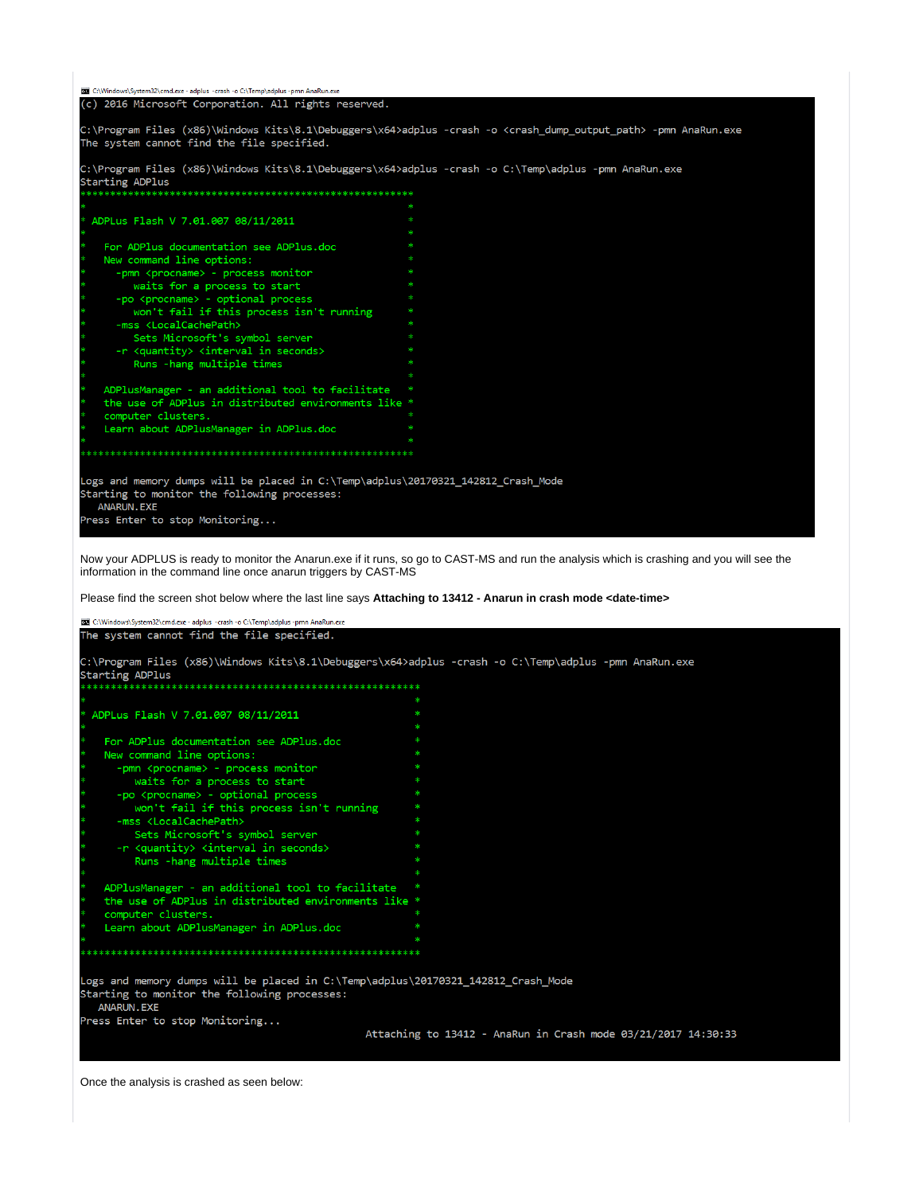```
C:\Windows\System32\cmd.exe - adplus -crash -o C:\Temp\adplus -pmn AnaRun.exe
(c) 2016 Microsoft Corporation. All rights reserved.

C:\Program Files (x86)\Windows Kits\8.1\Debuggers\x64>adplus -crash -o <crash_dump_output_path> -pmn AnaRun.exe
The system cannot find the file specified.

C:\Program Files (x86)\Windows Kits\8.1\Debuggers\x64>adplus -crash -o C:\Temp\adplus -pmn AnaRun.exe
Starting ADPlus
********************************************************
*                                                      *
* ADPLus Flash V 7.01.007 08/11/2011                   *
*                                                      *
*   For ADPlus documentation see ADPlus.doc            *
*   New command line options:                          *
*     -pmn <procname> - process monitor                *
*        waits for a process to start                  *
*     -po <procname> - optional process                *
*        won't fail if this process isn't running      *
*     -mss <LocalCachePath>                            *
*        Sets Microsoft's symbol server                *
*     -r <quantity> <interval in seconds>              *
*        Runs -hang multiple times                     *
*                                                      *
*   ADPlusManager - an additional tool to facilitate   *
*   the use of ADPlus in distributed environments like *
*   computer clusters.                                 *
*   Learn about ADPlusManager in ADPlus.doc            *
*                                                      *
********************************************************

Logs and memory dumps will be placed in C:\Temp\adplus\20170321_142812_Crash_Mode
Starting to monitor the following processes:
   ANARUN.EXE
Press Enter to stop Monitoring...
```

Now your ADPLUS is ready to monitor the Anarun.exe if it runs, so go to CAST-MS and run the analysis which is crashing and you will see the information in the command line once anarun triggers by CAST-MS

Please find the screen shot below where the last line says **Attaching to 13412 - Anarun in crash mode <date-time>**

```
C:\Windows\System32\cmd.exe - adplus -crash -o C:\Temp\adplus -pmn AnaRun.exe
The system cannot find the file specified.

C:\Program Files (x86)\Windows Kits\8.1\Debuggers\x64>adplus -crash -o C:\Temp\adplus -pmn AnaRun.exe
Starting ADPlus
********************************************************
*                                                      *
* ADPLus Flash V 7.01.007 08/11/2011                   *
*                                                      *
*   For ADPlus documentation see ADPlus.doc            *
*   New command line options:                          *
*     -pmn <procname> - process monitor                *
*        waits for a process to start                  *
*     -po <procname> - optional process                *
*        won't fail if this process isn't running      *
*     -mss <LocalCachePath>                            *
*        Sets Microsoft's symbol server                *
*     -r <quantity> <interval in seconds>              *
*        Runs -hang multiple times                     *
*                                                      *
*   ADPlusManager - an additional tool to facilitate   *
*   the use of ADPlus in distributed environments like *
*   computer clusters.                                 *
*   Learn about ADPlusManager in ADPlus.doc            *
*                                                      *
********************************************************

Logs and memory dumps will be placed in C:\Temp\adplus\20170321_142812_Crash_Mode
Starting to monitor the following processes:
   ANARUN.EXE
Press Enter to stop Monitoring...
                                              Attaching to 13412 - AnaRun in Crash mode 03/21/2017 14:30:33
```

Once the analysis is crashed as seen below: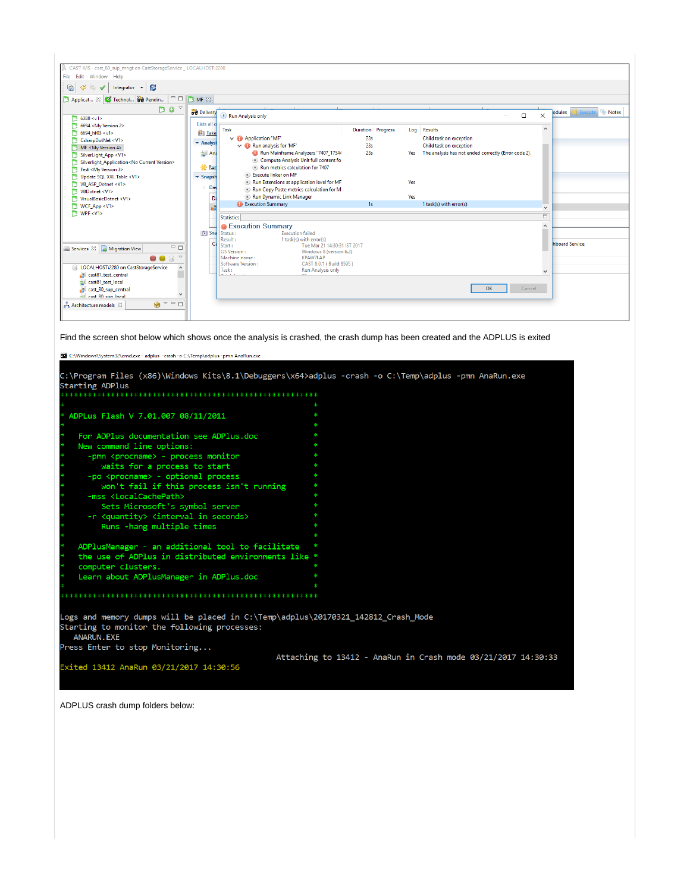Find the screen shot below which shows once the analysis is crashed, the crash dump has been created and the ADPLUS is exited

```
C:\Program Files (x86)\Windows Kits\8.1\Debuggers\x64>adplus -crash -o C:\Temp\adplus -pmn AnaRun.exe
Starting ADPlus
*********************************************************
*                                                       *
* ADPLus Flash V 7.01.007 08/11/2011                    *
*                                                       *
*   For ADPlus documentation see ADPlus.doc             *
*   New command line options:                           *
*     -pmn <procname> - process monitor                 *
*        waits for a process to start                   *
*     -po <procname> - optional process                 *
*        won't fail if this process isn't running       *
*     -mss <LocalCachePath>                             *
*        Sets Microsoft's symbol server                 *
*     -r <quantity> <interval in seconds>               *
*        Runs -hang multiple times                      *
*                                                       *
*   ADPlusManager - an additional tool to facilitate    *
*   the use of ADPlus in distributed environments like  *
*   computer clusters.                                  *
*   Learn about ADPlusManager in ADPlus.doc              *
*                                                       *
*********************************************************

Logs and memory dumps will be placed in C:\Temp\adplus\20170321_142812_Crash_Mode
Starting to monitor the following processes:
   ANARUN.EXE
Press Enter to stop Monitoring...
                                               Attaching to 13412 - AnaRun in Crash mode 03/21/2017 14:30:33
Exited 13412 AnaRun 03/21/2017 14:30:56
```

ADPLUS crash dump folders below: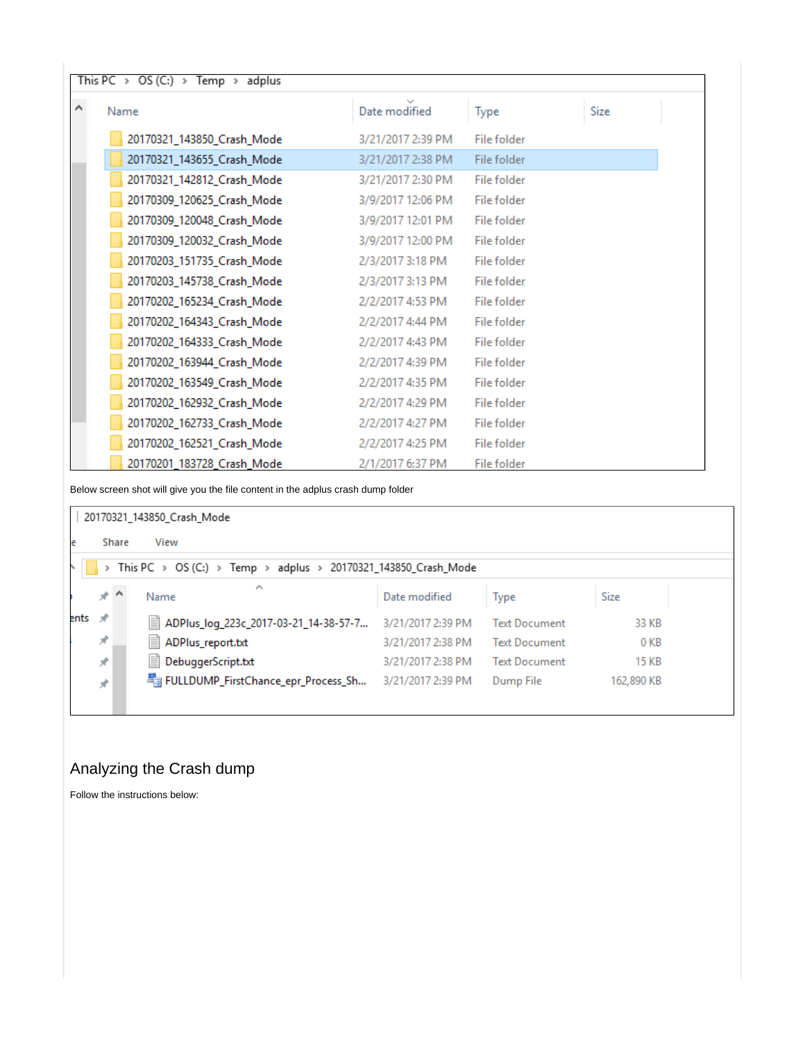This PC > OS (C:) > Temp > adplus

| Name | Date modified | Type | Size |
|---|---|---|---|
| 20170321_143850_Crash_Mode | 3/21/2017 2:39 PM | File folder | |
| 20170321_143655_Crash_Mode | 3/21/2017 2:38 PM | File folder | |
| 20170321_142812_Crash_Mode | 3/21/2017 2:30 PM | File folder | |
| 20170309_120625_Crash_Mode | 3/9/2017 12:06 PM | File folder | |
| 20170309_120048_Crash_Mode | 3/9/2017 12:01 PM | File folder | |
| 20170309_120032_Crash_Mode | 3/9/2017 12:00 PM | File folder | |
| 20170203_151735_Crash_Mode | 2/3/2017 3:18 PM | File folder | |
| 20170203_145738_Crash_Mode | 2/3/2017 3:13 PM | File folder | |
| 20170202_165234_Crash_Mode | 2/2/2017 4:53 PM | File folder | |
| 20170202_164343_Crash_Mode | 2/2/2017 4:44 PM | File folder | |
| 20170202_164333_Crash_Mode | 2/2/2017 4:43 PM | File folder | |
| 20170202_163944_Crash_Mode | 2/2/2017 4:39 PM | File folder | |
| 20170202_163549_Crash_Mode | 2/2/2017 4:35 PM | File folder | |
| 20170202_162932_Crash_Mode | 2/2/2017 4:29 PM | File folder | |
| 20170202_162733_Crash_Mode | 2/2/2017 4:27 PM | File folder | |
| 20170202_162521_Crash_Mode | 2/2/2017 4:25 PM | File folder | |
| 20170201_183728_Crash_Mode | 2/1/2017 6:37 PM | File folder | |

Below screen shot will give you the file content in the adplus crash dump folder

20170321_143850_Crash_Mode

Share View

This PC > OS (C:) > Temp > adplus > 20170321_143850_Crash_Mode

| Name | Date modified | Type | Size |
|---|---|---|---|
| ADPlus_log_223c_2017-03-21_14-38-57-7... | 3/21/2017 2:39 PM | Text Document | 33 KB |
| ADPlus_report.txt | 3/21/2017 2:38 PM | Text Document | 0 KB |
| DebuggerScript.txt | 3/21/2017 2:38 PM | Text Document | 15 KB |
| FULLDUMP_FirstChance_epr_Process_Sh... | 3/21/2017 2:39 PM | Dump File | 162,890 KB |

## Analyzing the Crash dump

Follow the instructions below: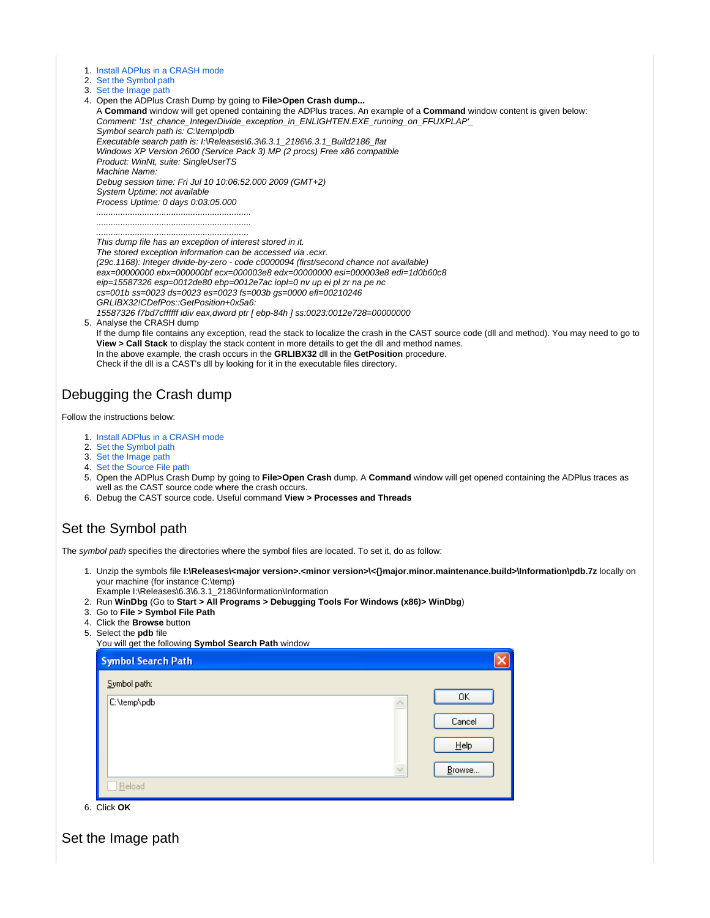1. Install ADPlus in a CRASH mode
2. Set the Symbol path
3. Set the Image path
4. Open the ADPlus Crash Dump by going to **File>Open Crash dump...**
   A **Command** window will get opened containing the ADPlus traces. An example of a **Command** window content is given below:
   *Comment: '1st_chance_IntegerDivide_exception_in_ENLIGHTEN.EXE_running_on_FFUXPLAP'_*
   *Symbol search path is: C:\temp\pdb*
   *Executable search path is: I:\Releases\6.3\6.3.1_2186\6.3.1_Build2186_flat*
   *Windows XP Version 2600 (Service Pack 3) MP (2 procs) Free x86 compatible*
   *Product: WinNt, suite: SingleUserTS*
   *Machine Name:*
   *Debug session time: Fri Jul 10 10:06:52.000 2009 (GMT+2)*
   *System Uptime: not available*
   *Process Uptime: 0 days 0:03:05.000*
   *................................................................*
   *................................................................*
   *................................................................*
   *This dump file has an exception of interest stored in it.*
   *The stored exception information can be accessed via .ecxr.*
   *(29c.1168): Integer divide-by-zero - code c0000094 (first/second chance not available)*
   *eax=00000000 ebx=000000bf ecx=000003e8 edx=00000000 esi=000003e8 edi=1d0b60c8*
   *eip=15587326 esp=0012de80 ebp=0012e7ac iopl=0 nv up ei pl zr na pe nc*
   *cs=001b ss=0023 ds=0023 es=0023 fs=003b gs=0000 efl=00210246*
   *GRLIBX32!CDefPos::GetPosition+0x5a6:*
   *15587326 f7bd7cffffff idiv eax,dword ptr [ ebp-84h ] ss:0023:0012e728=00000000*
5. Analyse the CRASH dump
   If the dump file contains any exception, read the stack to localize the crash in the CAST source code (dll and method). You may need to go to **View > Call Stack** to display the stack content in more details to get the dll and method names.
   In the above example, the crash occurs in the **GRLIBX32** dll in the **GetPosition** procedure.
   Check if the dll is a CAST's dll by looking for it in the executable files directory.

## Debugging the Crash dump

Follow the instructions below:

1. Install ADPlus in a CRASH mode
2. Set the Symbol path
3. Set the Image path
4. Set the Source File path
5. Open the ADPlus Crash Dump by going to **File>Open Crash** dump. A **Command** window will get opened containing the ADPlus traces as well as the CAST source code where the crash occurs.
6. Debug the CAST source code. Useful command **View > Processes and Threads**

## Set the Symbol path

The *symbol path* specifies the directories where the symbol files are located. To set it, do as follow:

1. Unzip the symbols file **I:\Releases\<major version>.<minor version>\<{}major.minor.maintenance.build>\Information\pdb.7z** locally on your machine (for instance C:\temp)
   Example I:\Releases\6.3\6.3.1_2186\Information\Information
2. Run **WinDbg** (Go to **Start > All Programs > Debugging Tools For Windows (x86)> WinDbg**)
3. Go to **File > Symbol File Path**
4. Click the **Browse** button
5. Select the **pdb** file
   You will get the following **Symbol Search Path** window
6. Click **OK**

## Set the Image path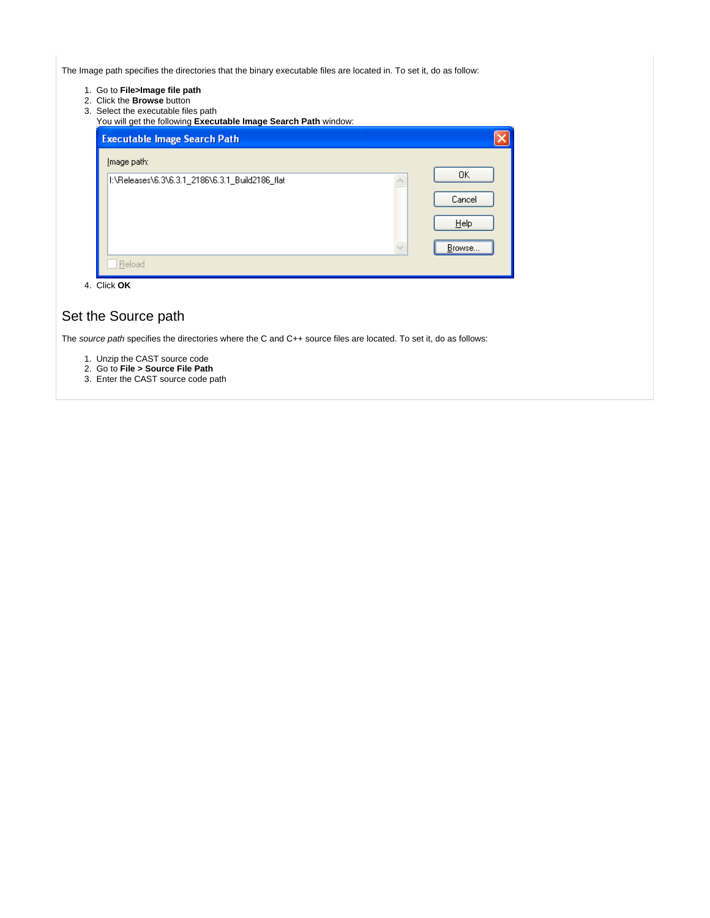The Image path specifies the directories that the binary executable files are located in. To set it, do as follow:

1. Go to **File>Image file path**
2. Click the **Browse** button
3. Select the executable files path
   You will get the following **Executable Image Search Path** window:
4. Click **OK**

## Set the Source path

The *source path* specifies the directories where the C and C++ source files are located. To set it, do as follows:

1. Unzip the CAST source code
2. Go to **File > Source File Path**
3. Enter the CAST source code path